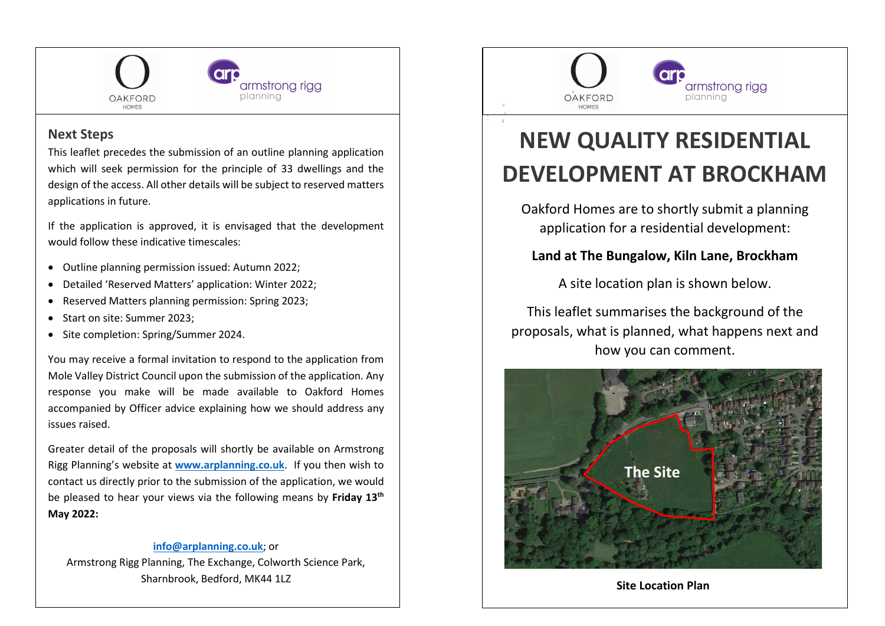OAKFORD HOMES

armstrong rigg planning

## Next Steps

This leaflet precedes the submission of an outline planning application which will seek permission for the principle of 33 dwellings and the design of the access. All other details will be subject to reserved matters applications in future.

If the application is approved, it is envisaged that the development would follow these indicative timescales:

- Outline planning permission issued: Autumn 2022;
- Detailed 'Reserved Matters' application: Winter 2022;
- Reserved Matters planning permission: Spring 2023;
- Start on site: Summer 2023;
- Site completion: Spring/Summer 2024.

You may receive a formal invitation to respond to the application from Mole Valley District Council upon the submission of the application. Any response you make will be made available to Oakford Homes accompanied by Officer advice explaining how we should address any issues raised.

Greater detail of the proposals will shortly be available on Armstrong Rigg Planning's website at **www.arplanning.co.uk**. If you then wish to contact us directly prior to the submission of the application, we would be pleased to hear your views via the following means by **Friday 13th May 2022:**

**info@arplanning.co.uk**; or
Armstrong Rigg Planning, The Exchange, Colworth Science Park, Sharnbrook, Bedford, MK44 1LZ

OAKFORD HOMES

armstrong rigg planning

# NEW QUALITY RESIDENTIAL DEVELOPMENT AT BROCKHAM

Oakford Homes are to shortly submit a planning application for a residential development:

**Land at The Bungalow, Kiln Lane, Brockham**

A site location plan is shown below.

This leaflet summarises the background of the proposals, what is planned, what happens next and how you can comment.

The Site

**Site Location Plan**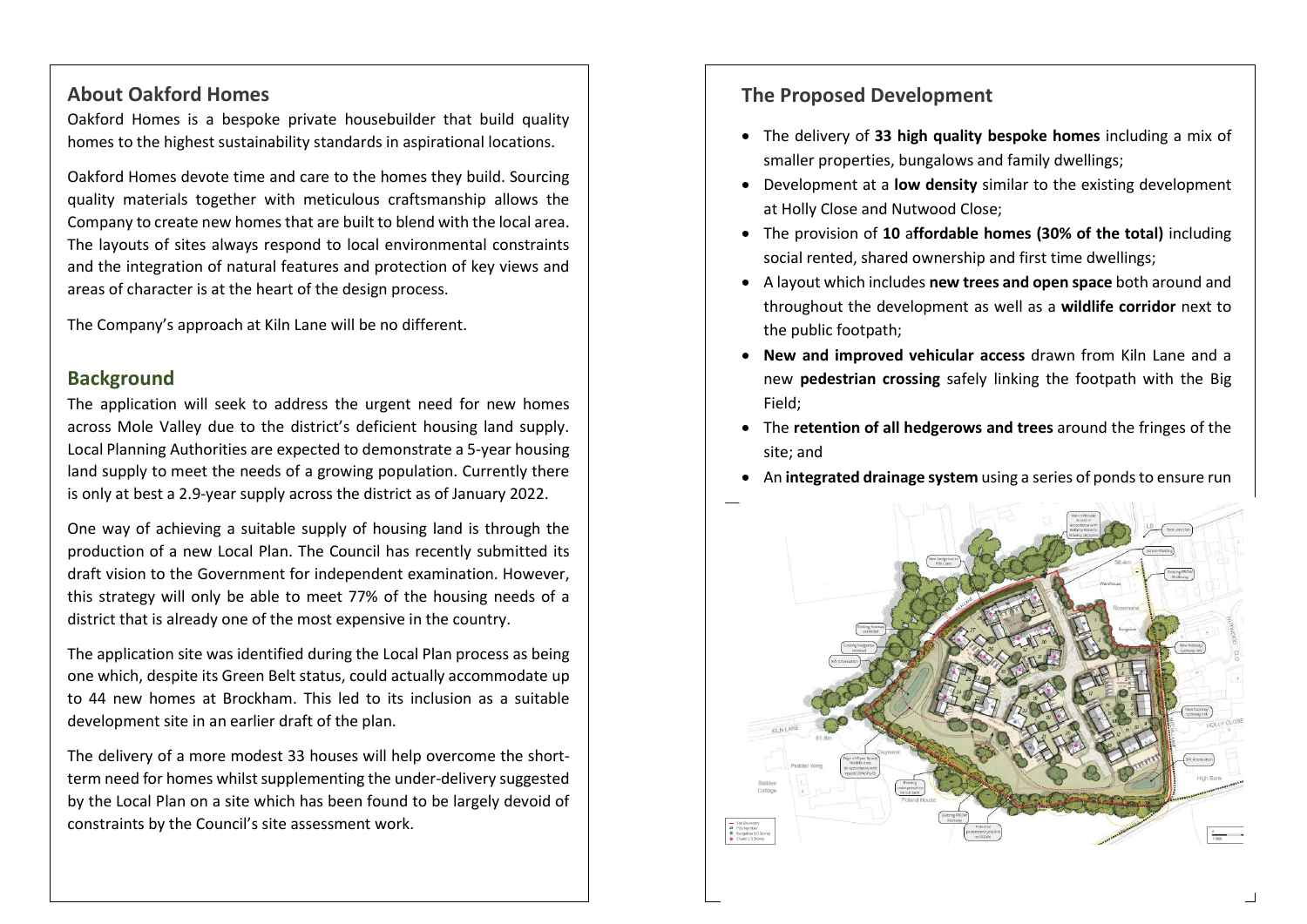## About Oakford Homes

Oakford Homes is a bespoke private housebuilder that build quality homes to the highest sustainability standards in aspirational locations.

Oakford Homes devote time and care to the homes they build. Sourcing quality materials together with meticulous craftsmanship allows the Company to create new homes that are built to blend with the local area. The layouts of sites always respond to local environmental constraints and the integration of natural features and protection of key views and areas of character is at the heart of the design process.

The Company's approach at Kiln Lane will be no different.

## Background

The application will seek to address the urgent need for new homes across Mole Valley due to the district's deficient housing land supply. Local Planning Authorities are expected to demonstrate a 5-year housing land supply to meet the needs of a growing population. Currently there is only at best a 2.9-year supply across the district as of January 2022.

One way of achieving a suitable supply of housing land is through the production of a new Local Plan. The Council has recently submitted its draft vision to the Government for independent examination. However, this strategy will only be able to meet 77% of the housing needs of a district that is already one of the most expensive in the country.

The application site was identified during the Local Plan process as being one which, despite its Green Belt status, could actually accommodate up to 44 new homes at Brockham. This led to its inclusion as a suitable development site in an earlier draft of the plan.

The delivery of a more modest 33 houses will help overcome the short-term need for homes whilst supplementing the under-delivery suggested by the Local Plan on a site which has been found to be largely devoid of constraints by the Council's site assessment work.

## The Proposed Development

- The delivery of **33 high quality bespoke homes** including a mix of smaller properties, bungalows and family dwellings;
- Development at a **low density** similar to the existing development at Holly Close and Nutwood Close;
- The provision of **10** a**ffordable homes (30% of the total)** including social rented, shared ownership and first time dwellings;
- A layout which includes **new trees and open space** both around and throughout the development as well as a **wildlife corridor** next to the public footpath;
- **New and improved vehicular access** drawn from Kiln Lane and a new **pedestrian crossing** safely linking the footpath with the Big Field;
- The **retention of all hedgerows and trees** around the fringes of the site; and
- An **integrated drainage system** using a series of ponds to ensure run